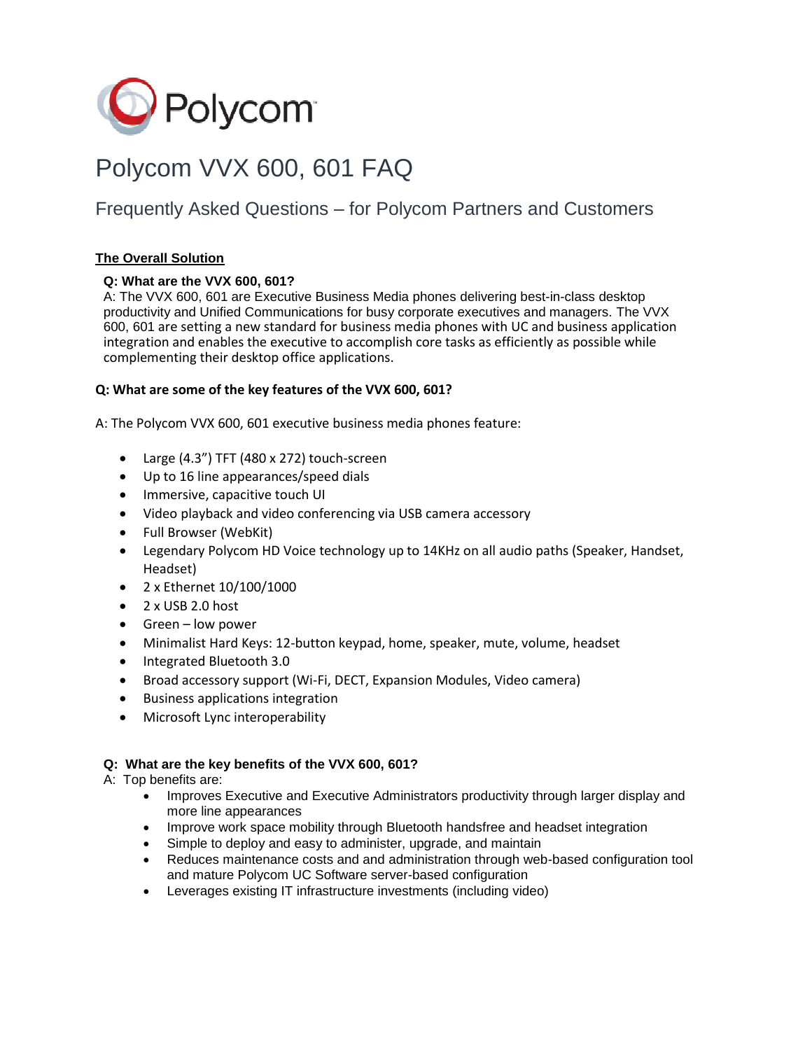Polycom

# Polycom VVX 600, 601 FAQ

## Frequently Asked Questions – for Polycom Partners and Customers

**The Overall Solution**

**Q: What are the VVX 600, 601?**

A: The VVX 600, 601 are Executive Business Media phones delivering best-in-class desktop productivity and Unified Communications for busy corporate executives and managers. The VVX 600, 601 are setting a new standard for business media phones with UC and business application integration and enables the executive to accomplish core tasks as efficiently as possible while complementing their desktop office applications.

**Q: What are some of the key features of the VVX 600, 601?**

A: The Polycom VVX 600, 601 executive business media phones feature:

- Large (4.3") TFT (480 x 272) touch-screen
- Up to 16 line appearances/speed dials
- Immersive, capacitive touch UI
- Video playback and video conferencing via USB camera accessory
- Full Browser (WebKit)
- Legendary Polycom HD Voice technology up to 14KHz on all audio paths (Speaker, Handset, Headset)
- 2 x Ethernet 10/100/1000
- 2 x USB 2.0 host
- Green – low power
- Minimalist Hard Keys: 12-button keypad, home, speaker, mute, volume, headset
- Integrated Bluetooth 3.0
- Broad accessory support (Wi-Fi, DECT, Expansion Modules, Video camera)
- Business applications integration
- Microsoft Lync interoperability

**Q: What are the key benefits of the VVX 600, 601?**

A: Top benefits are:

- Improves Executive and Executive Administrators productivity through larger display and more line appearances
- Improve work space mobility through Bluetooth handsfree and headset integration
- Simple to deploy and easy to administer, upgrade, and maintain
- Reduces maintenance costs and and administration through web-based configuration tool and mature Polycom UC Software server-based configuration
- Leverages existing IT infrastructure investments (including video)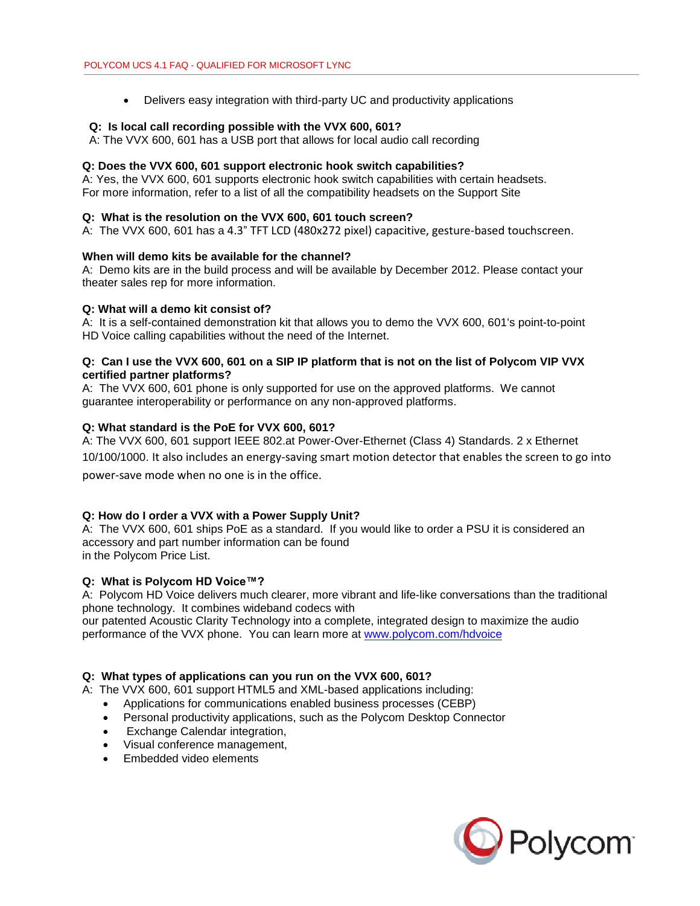- Delivers easy integration with third-party UC and productivity applications

**Q: Is local call recording possible with the VVX 600, 601?**
A: The VVX 600, 601 has a USB port that allows for local audio call recording

**Q: Does the VVX 600, 601 support electronic hook switch capabilities?**
A: Yes, the VVX 600, 601 supports electronic hook switch capabilities with certain headsets. For more information, refer to a list of all the compatibility headsets on the Support Site

**Q: What is the resolution on the VVX 600, 601 touch screen?**
A: The VVX 600, 601 has a 4.3" TFT LCD (480x272 pixel) capacitive, gesture-based touchscreen.

**When will demo kits be available for the channel?**
A: Demo kits are in the build process and will be available by December 2012. Please contact your theater sales rep for more information.

**Q: What will a demo kit consist of?**
A: It is a self-contained demonstration kit that allows you to demo the VVX 600, 601's point-to-point HD Voice calling capabilities without the need of the Internet.

**Q: Can I use the VVX 600, 601 on a SIP IP platform that is not on the list of Polycom VIP VVX certified partner platforms?**
A: The VVX 600, 601 phone is only supported for use on the approved platforms. We cannot guarantee interoperability or performance on any non-approved platforms.

**Q: What standard is the PoE for VVX 600, 601?**
A: The VVX 600, 601 support IEEE 802.at Power-Over-Ethernet (Class 4) Standards. 2 x Ethernet 10/100/1000. It also includes an energy-saving smart motion detector that enables the screen to go into power-save mode when no one is in the office.

**Q: How do I order a VVX with a Power Supply Unit?**
A: The VVX 600, 601 ships PoE as a standard. If you would like to order a PSU it is considered an accessory and part number information can be found in the Polycom Price List.

**Q: What is Polycom HD Voice™?**
A: Polycom HD Voice delivers much clearer, more vibrant and life-like conversations than the traditional phone technology. It combines wideband codecs with our patented Acoustic Clarity Technology into a complete, integrated design to maximize the audio performance of the VVX phone. You can learn more at www.polycom.com/hdvoice

**Q: What types of applications can you run on the VVX 600, 601?**
A: The VVX 600, 601 support HTML5 and XML-based applications including:

- Applications for communications enabled business processes (CEBP)
- Personal productivity applications, such as the Polycom Desktop Connector
- Exchange Calendar integration,
- Visual conference management,
- Embedded video elements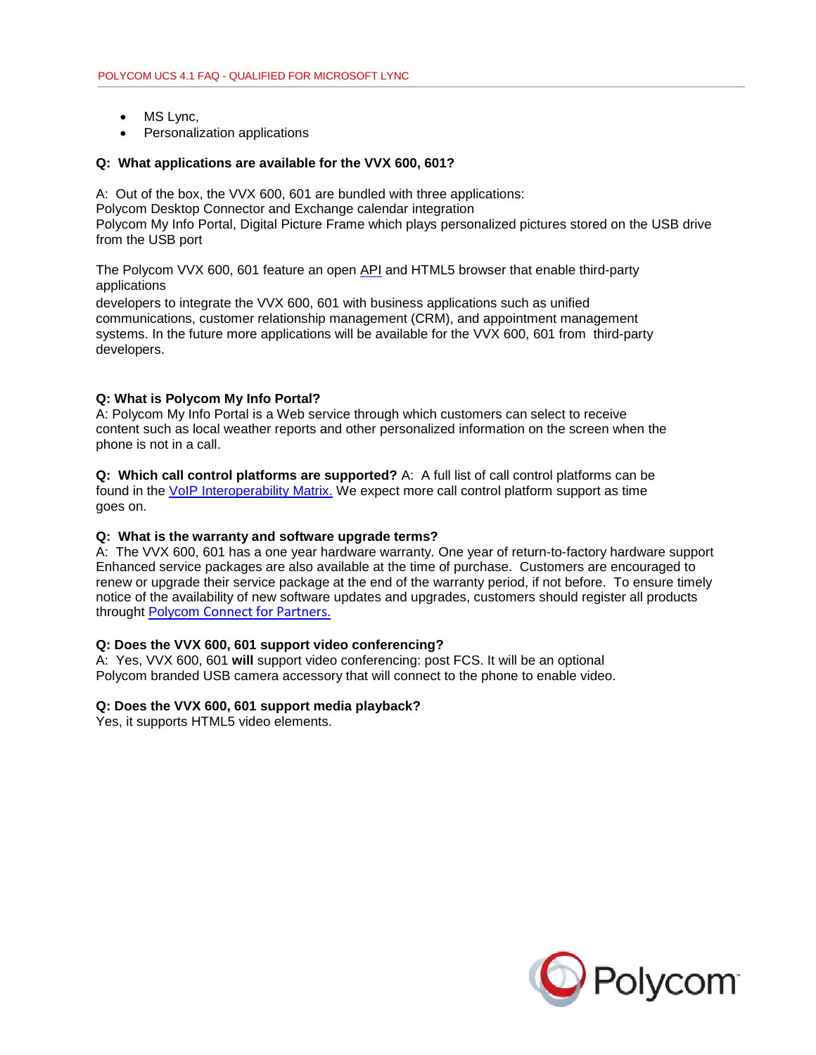- MS Lync,
- Personalization applications

**Q: What applications are available for the VVX 600, 601?**

A: Out of the box, the VVX 600, 601 are bundled with three applications:
Polycom Desktop Connector and Exchange calendar integration
Polycom My Info Portal, Digital Picture Frame which plays personalized pictures stored on the USB drive from the USB port

The Polycom VVX 600, 601 feature an open API and HTML5 browser that enable third-party applications
developers to integrate the VVX 600, 601 with business applications such as unified communications, customer relationship management (CRM), and appointment management systems. In the future more applications will be available for the VVX 600, 601 from third-party developers.

**Q: What is Polycom My Info Portal?**
A: Polycom My Info Portal is a Web service through which customers can select to receive content such as local weather reports and other personalized information on the screen when the phone is not in a call.

**Q: Which call control platforms are supported?** A: A full list of call control platforms can be found in the VoIP Interoperability Matrix. We expect more call control platform support as time goes on.

**Q: What is the warranty and software upgrade terms?**
A: The VVX 600, 601 has a one year hardware warranty. One year of return-to-factory hardware support Enhanced service packages are also available at the time of purchase. Customers are encouraged to renew or upgrade their service package at the end of the warranty period, if not before. To ensure timely notice of the availability of new software updates and upgrades, customers should register all products throught Polycom Connect for Partners.

**Q: Does the VVX 600, 601 support video conferencing?**
A: Yes, VVX 600, 601 **will** support video conferencing: post FCS. It will be an optional Polycom branded USB camera accessory that will connect to the phone to enable video.

**Q: Does the VVX 600, 601 support media playback?**
Yes, it supports HTML5 video elements.